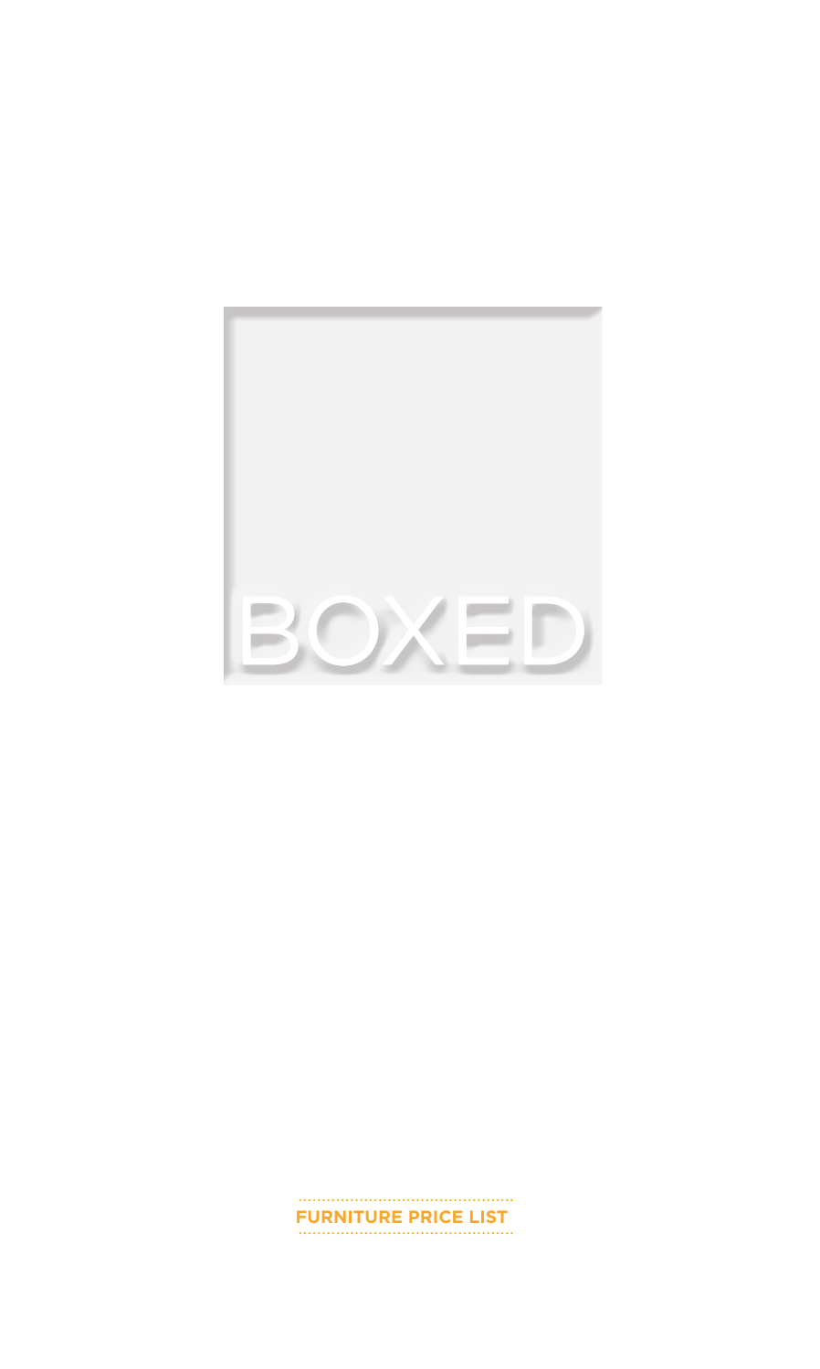# BOXED

**FURNITURE PRICE LIST**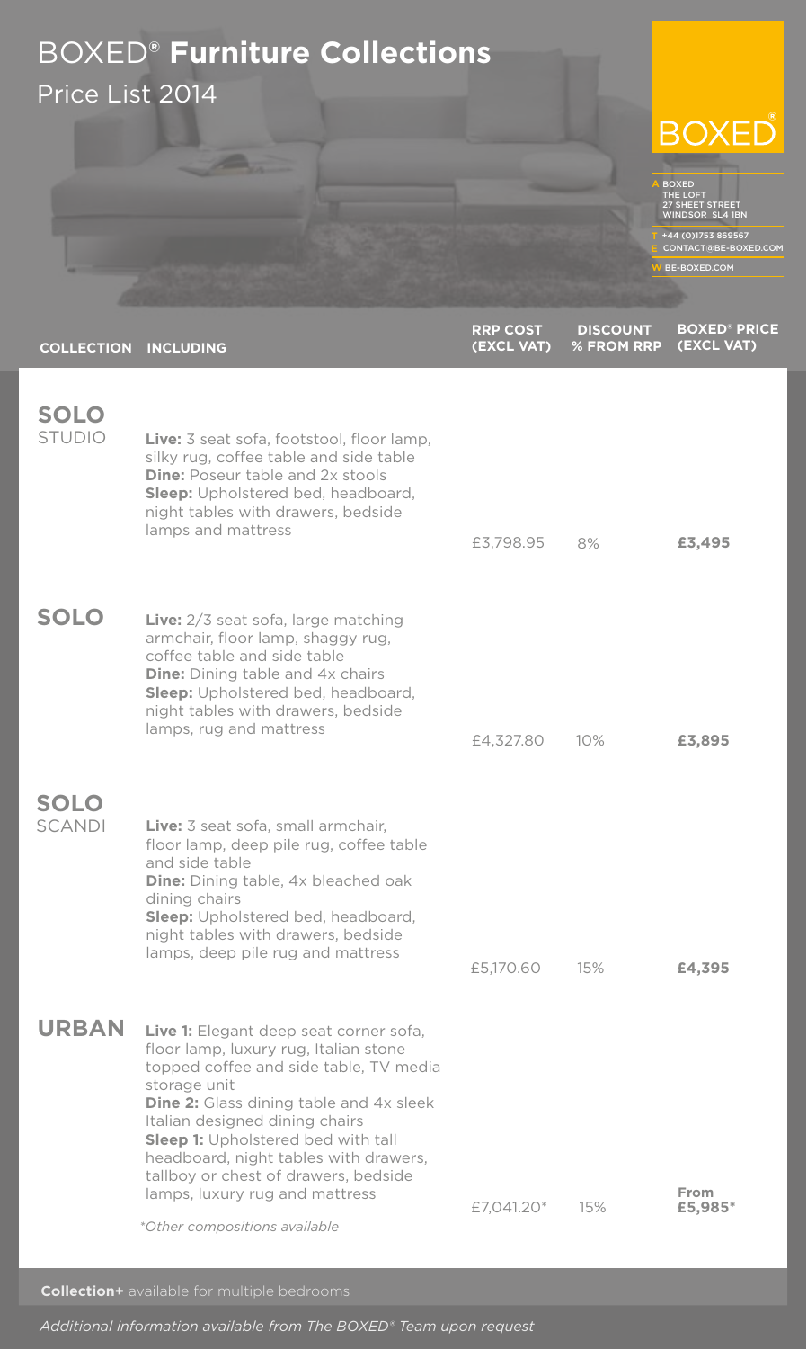# BOXED® **Furniture Collections**

Price List 2014

BOXED®

A BOXED
THE LOFT
27 SHEET STREET
WINDSOR SL4 1BN

T +44 (0)1753 869567
E CONTACT@BE-BOXED.COM
W BE-BOXED.COM

| COLLECTION | INCLUDING | RRP COST (EXCL VAT) | DISCOUNT % FROM RRP | BOXED® PRICE (EXCL VAT) |
|---|---|---|---|---|
| **SOLO** STUDIO | **Live:** 3 seat sofa, footstool, floor lamp, silky rug, coffee table and side table<br>**Dine:** Poseur table and 2x stools<br>**Sleep:** Upholstered bed, headboard, night tables with drawers, bedside lamps and mattress | £3,798.95 | 8% | **£3,495** |
| **SOLO** | **Live:** 2/3 seat sofa, large matching armchair, floor lamp, shaggy rug, coffee table and side table<br>**Dine:** Dining table and 4x chairs<br>**Sleep:** Upholstered bed, headboard, night tables with drawers, bedside lamps, rug and mattress | £4,327.80 | 10% | **£3,895** |
| **SOLO** SCANDI | **Live:** 3 seat sofa, small armchair, floor lamp, deep pile rug, coffee table and side table<br>**Dine:** Dining table, 4x bleached oak dining chairs<br>**Sleep:** Upholstered bed, headboard, night tables with drawers, bedside lamps, deep pile rug and mattress | £5,170.60 | 15% | **£4,395** |
| **URBAN** | **Live 1:** Elegant deep seat corner sofa, floor lamp, luxury rug, Italian stone topped coffee and side table, TV media storage unit<br>**Dine 2:** Glass dining table and 4x sleek Italian designed dining chairs<br>**Sleep 1:** Upholstered bed with tall headboard, night tables with drawers, tallboy or chest of drawers, bedside lamps, luxury rug and mattress<br>*\*Other compositions available* | £7,041.20* | 15% | **From £5,985*** |

**Collection+** available for multiple bedrooms

*Additional information available from The BOXED® Team upon request*